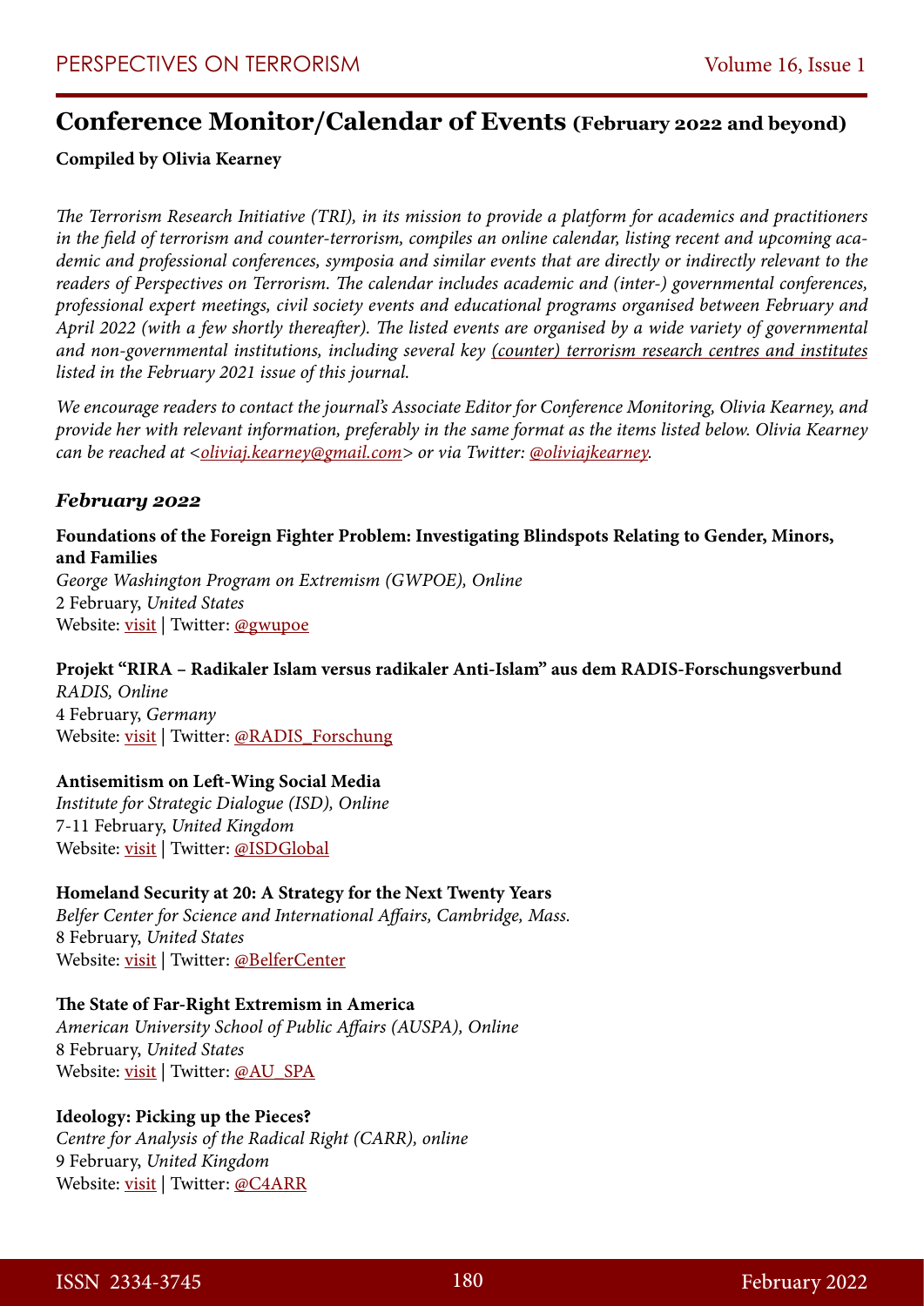# Conference Monitor/Calendar of Events (February 2022 and beyond)

**Compiled by Olivia Kearney**

*The Terrorism Research Initiative (TRI), in its mission to provide a platform for academics and practitioners in the field of terrorism and counter-terrorism, compiles an online calendar, listing recent and upcoming academic and professional conferences, symposia and similar events that are directly or indirectly relevant to the readers of Perspectives on Terrorism. The calendar includes academic and (inter-) governmental conferences, professional expert meetings, civil society events and educational programs organised between February and April 2022 (with a few shortly thereafter). The listed events are organised by a wide variety of governmental and non-governmental institutions, including several key (counter) terrorism research centres and institutes listed in the February 2021 issue of this journal.*

*We encourage readers to contact the journal's Associate Editor for Conference Monitoring, Olivia Kearney, and provide her with relevant information, preferably in the same format as the items listed below. Olivia Kearney can be reached at <oliviaj.kearney@gmail.com> or via Twitter: @oliviajkearney.*

### *February 2022*

**Foundations of the Foreign Fighter Problem: Investigating Blindspots Relating to Gender, Minors, and Families**
*George Washington Program on Extremism (GWPOE), Online*
2 February, *United States*
Website: visit | Twitter: @gwupoe

**Projekt "RIRA – Radikaler Islam versus radikaler Anti-Islam" aus dem RADIS-Forschungsverbund**
*RADIS, Online*
4 February, *Germany*
Website: visit | Twitter: @RADIS_Forschung

**Antisemitism on Left-Wing Social Media**
*Institute for Strategic Dialogue (ISD), Online*
7-11 February, *United Kingdom*
Website: visit | Twitter: @ISDGlobal

**Homeland Security at 20: A Strategy for the Next Twenty Years**
*Belfer Center for Science and International Affairs, Cambridge, Mass.*
8 February, *United States*
Website: visit | Twitter: @BelferCenter

**The State of Far-Right Extremism in America**
*American University School of Public Affairs (AUSPA), Online*
8 February, *United States*
Website: visit | Twitter: @AU_SPA

**Ideology: Picking up the Pieces?**
*Centre for Analysis of the Radical Right (CARR), online*
9 February, *United Kingdom*
Website: visit | Twitter: @C4ARR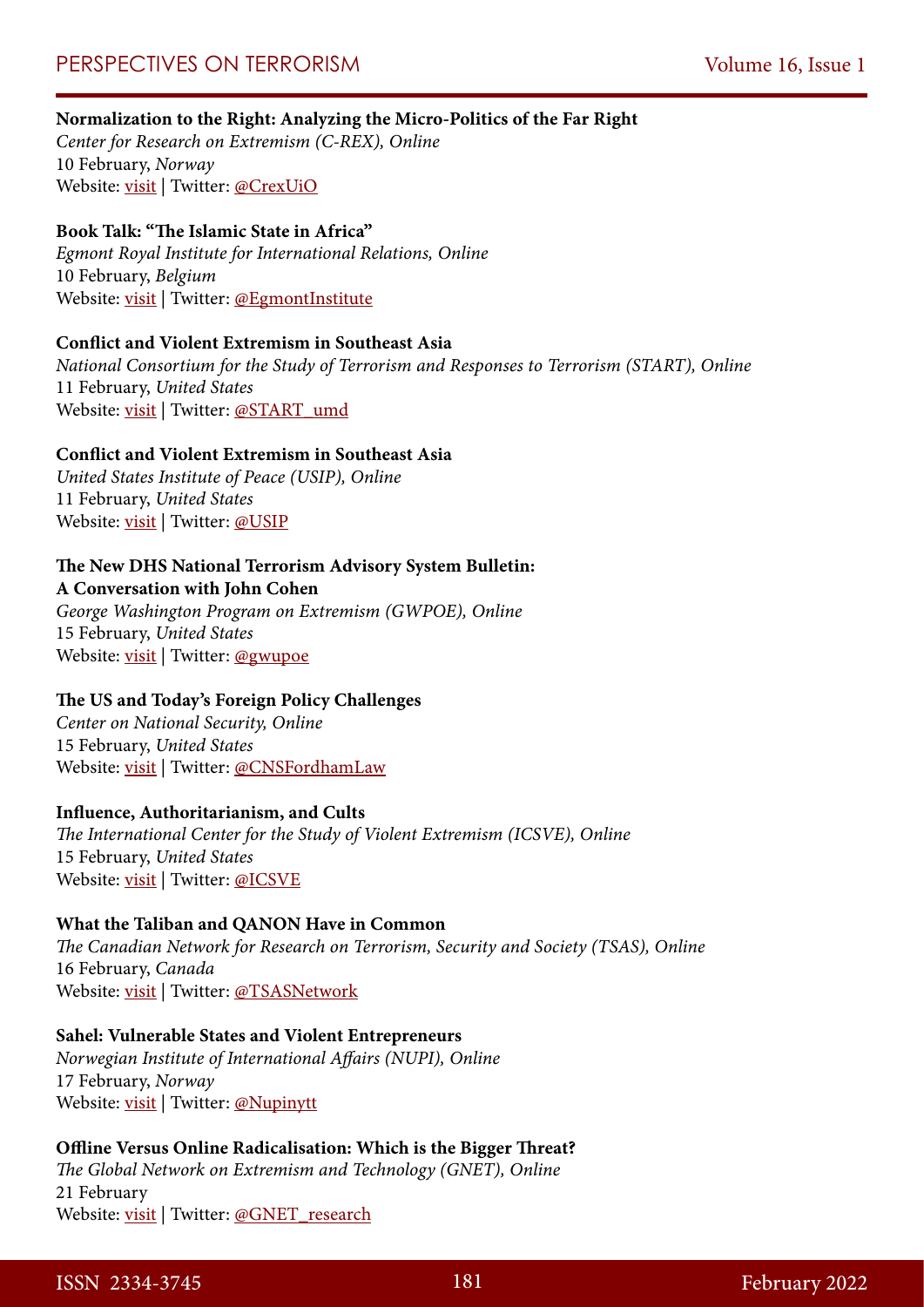**Normalization to the Right: Analyzing the Micro-Politics of the Far Right**
*Center for Research on Extremism (C-REX), Online*
10 February, *Norway*
Website: visit | Twitter: @CrexUiO

**Book Talk: "The Islamic State in Africa"**
*Egmont Royal Institute for International Relations, Online*
10 February, *Belgium*
Website: visit | Twitter: @EgmontInstitute

**Conflict and Violent Extremism in Southeast Asia**
*National Consortium for the Study of Terrorism and Responses to Terrorism (START), Online*
11 February, *United States*
Website: visit | Twitter: @START_umd

**Conflict and Violent Extremism in Southeast Asia**
*United States Institute of Peace (USIP), Online*
11 February, *United States*
Website: visit | Twitter: @USIP

**The New DHS National Terrorism Advisory System Bulletin: A Conversation with John Cohen**
*George Washington Program on Extremism (GWPOE), Online*
15 February, *United States*
Website: visit | Twitter: @gwupoe

**The US and Today's Foreign Policy Challenges**
*Center on National Security, Online*
15 February, *United States*
Website: visit | Twitter: @CNSFordhamLaw

**Influence, Authoritarianism, and Cults**
*The International Center for the Study of Violent Extremism (ICSVE), Online*
15 February, *United States*
Website: visit | Twitter: @ICSVE

**What the Taliban and QANON Have in Common**
*The Canadian Network for Research on Terrorism, Security and Society (TSAS), Online*
16 February, *Canada*
Website: visit | Twitter: @TSASNetwork

**Sahel: Vulnerable States and Violent Entrepreneurs**
*Norwegian Institute of International Affairs (NUPI), Online*
17 February, *Norway*
Website: visit | Twitter: @Nupinytt

**Offline Versus Online Radicalisation: Which is the Bigger Threat?**
*The Global Network on Extremism and Technology (GNET), Online*
21 February
Website: visit | Twitter: @GNET_research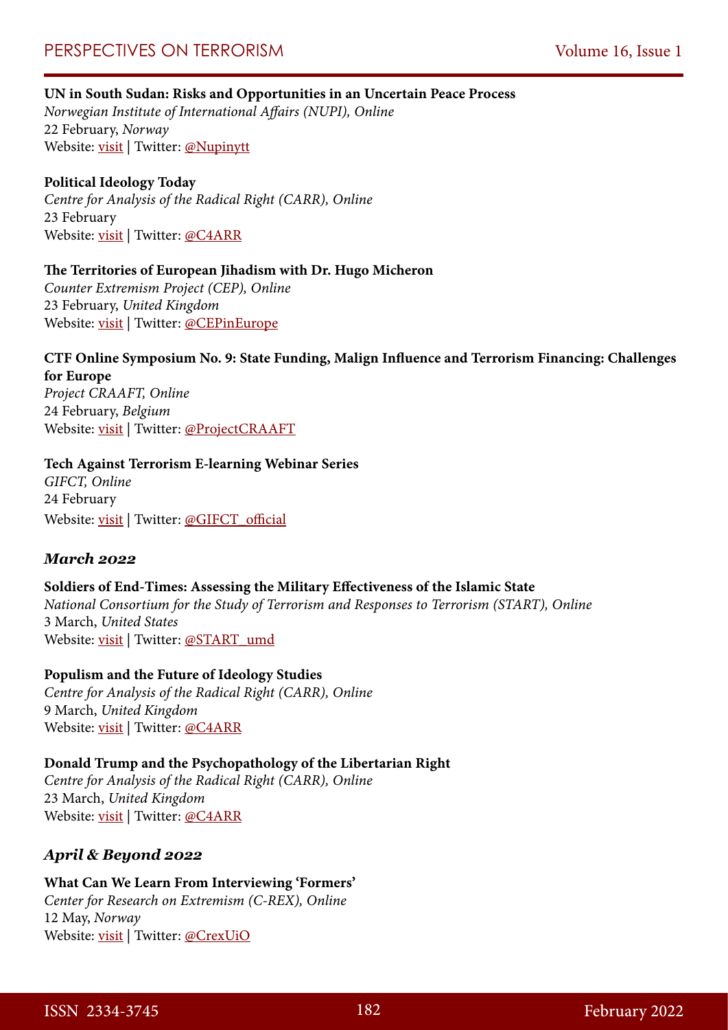**UN in South Sudan: Risks and Opportunities in an Uncertain Peace Process**
*Norwegian Institute of International Affairs (NUPI), Online*
22 February, *Norway*
Website: visit | Twitter: @Nupinytt

**Political Ideology Today**
*Centre for Analysis of the Radical Right (CARR), Online*
23 February
Website: visit | Twitter: @C4ARR

**The Territories of European Jihadism with Dr. Hugo Micheron**
*Counter Extremism Project (CEP), Online*
23 February, *United Kingdom*
Website: visit | Twitter: @CEPinEurope

**CTF Online Symposium No. 9: State Funding, Malign Influence and Terrorism Financing: Challenges for Europe**
*Project CRAAFT, Online*
24 February, *Belgium*
Website: visit | Twitter: @ProjectCRAAFT

**Tech Against Terrorism E-learning Webinar Series**
*GIFCT, Online*
24 February
Website: visit | Twitter: @GIFCT_official

### *March 2022*

**Soldiers of End-Times: Assessing the Military Effectiveness of the Islamic State**
*National Consortium for the Study of Terrorism and Responses to Terrorism (START), Online*
3 March, *United States*
Website: visit | Twitter: @START_umd

**Populism and the Future of Ideology Studies**
*Centre for Analysis of the Radical Right (CARR), Online*
9 March, *United Kingdom*
Website: visit | Twitter: @C4ARR

**Donald Trump and the Psychopathology of the Libertarian Right**
*Centre for Analysis of the Radical Right (CARR), Online*
23 March, *United Kingdom*
Website: visit | Twitter: @C4ARR

### *April & Beyond 2022*

**What Can We Learn From Interviewing 'Formers'**
*Center for Research on Extremism (C-REX), Online*
12 May, *Norway*
Website: visit | Twitter: @CrexUiO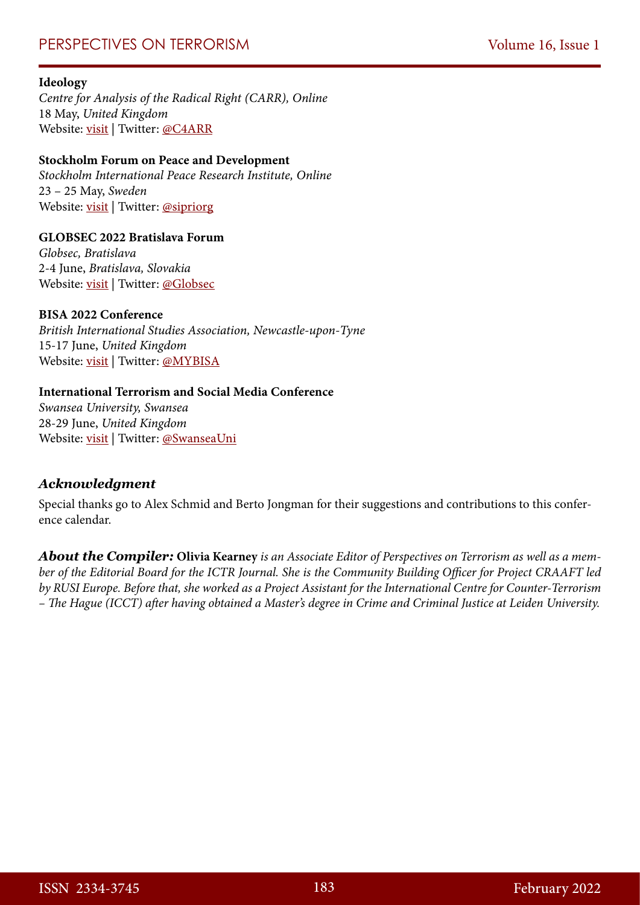**Ideology**
*Centre for Analysis of the Radical Right (CARR), Online*
18 May, *United Kingdom*
Website: visit | Twitter: @C4ARR

**Stockholm Forum on Peace and Development**
*Stockholm International Peace Research Institute, Online*
23 – 25 May, *Sweden*
Website: visit | Twitter: @sipriorg

**GLOBSEC 2022 Bratislava Forum**
*Globsec, Bratislava*
2-4 June, *Bratislava, Slovakia*
Website: visit | Twitter: @Globsec

**BISA 2022 Conference**
*British International Studies Association, Newcastle-upon-Tyne*
15-17 June, *United Kingdom*
Website: visit | Twitter: @MYBISA

**International Terrorism and Social Media Conference**
*Swansea University, Swansea*
28-29 June, *United Kingdom*
Website: visit | Twitter: @SwanseaUni

## *Acknowledgment*

Special thanks go to Alex Schmid and Berto Jongman for their suggestions and contributions to this conference calendar.

***About the Compiler:*** **Olivia Kearney** *is an Associate Editor of Perspectives on Terrorism as well as a member of the Editorial Board for the ICTR Journal. She is the Community Building Officer for Project CRAAFT led by RUSI Europe. Before that, she worked as a Project Assistant for the International Centre for Counter-Terrorism – The Hague (ICCT) after having obtained a Master's degree in Crime and Criminal Justice at Leiden University.*